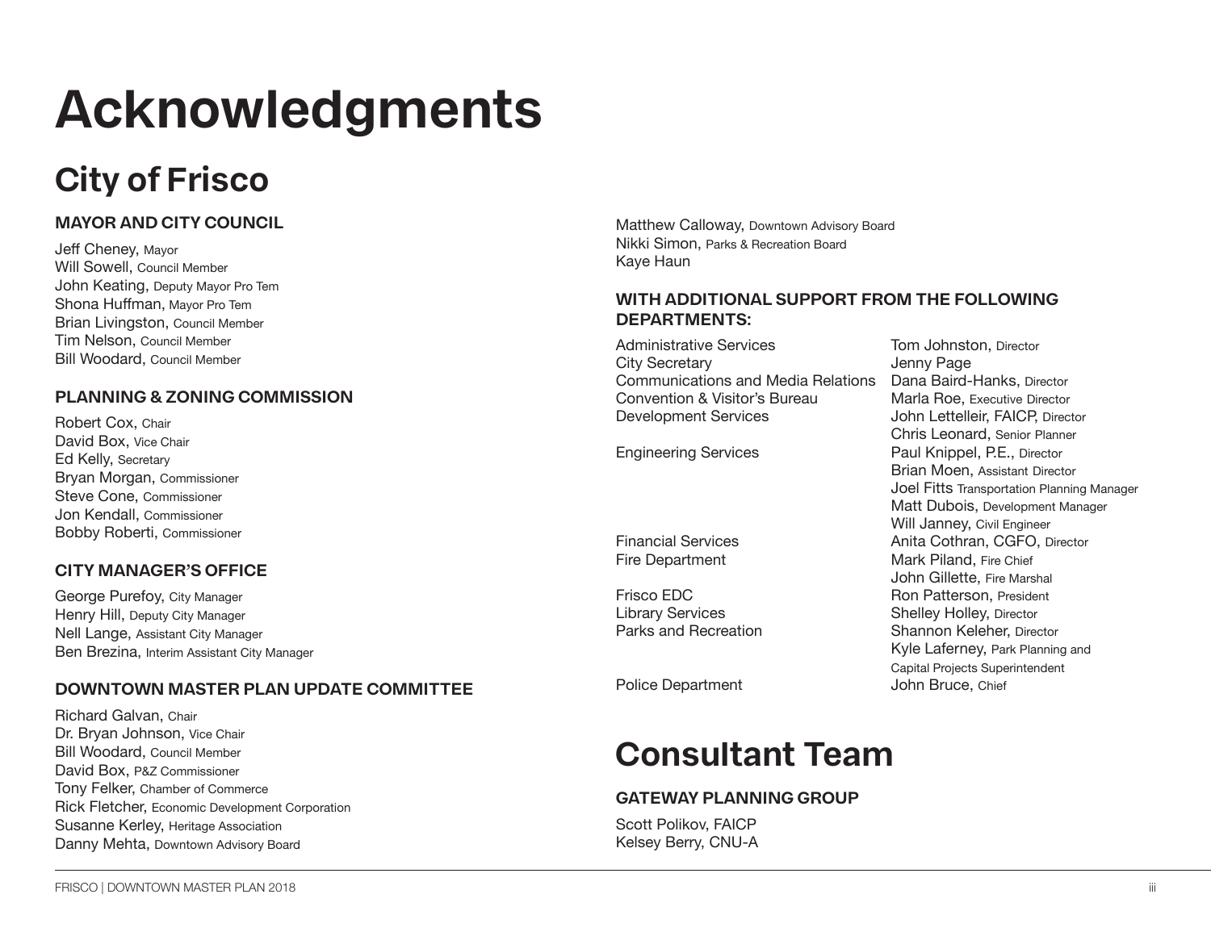# Acknowledgments

## City of Frisco

### MAYOR AND CITY COUNCIL

Jeff Cheney, Mayor
Will Sowell, Council Member
John Keating, Deputy Mayor Pro Tem
Shona Huffman, Mayor Pro Tem
Brian Livingston, Council Member
Tim Nelson, Council Member
Bill Woodard, Council Member

### PLANNING & ZONING COMMISSION

Robert Cox, Chair
David Box, Vice Chair
Ed Kelly, Secretary
Bryan Morgan, Commissioner
Steve Cone, Commissioner
Jon Kendall, Commissioner
Bobby Roberti, Commissioner

### CITY MANAGER'S OFFICE

George Purefoy, City Manager
Henry Hill, Deputy City Manager
Nell Lange, Assistant City Manager
Ben Brezina, Interim Assistant City Manager

### DOWNTOWN MASTER PLAN UPDATE COMMITTEE

Richard Galvan, Chair
Dr. Bryan Johnson, Vice Chair
Bill Woodard, Council Member
David Box, P&Z Commissioner
Tony Felker, Chamber of Commerce
Rick Fletcher, Economic Development Corporation
Susanne Kerley, Heritage Association
Danny Mehta, Downtown Advisory Board
Matthew Calloway, Downtown Advisory Board
Nikki Simon, Parks & Recreation Board
Kaye Haun

### WITH ADDITIONAL SUPPORT FROM THE FOLLOWING DEPARTMENTS:

| Department | Contact |
| --- | --- |
| Administrative Services | Tom Johnston, Director |
| City Secretary | Jenny Page |
| Communications and Media Relations | Dana Baird-Hanks, Director |
| Convention & Visitor's Bureau | Marla Roe, Executive Director |
| Development Services | John Lettelleir, FAICP, Director<br>Chris Leonard, Senior Planner |
| Engineering Services | Paul Knippel, P.E., Director<br>Brian Moen, Assistant Director<br>Joel Fitts Transportation Planning Manager<br>Matt Dubois, Development Manager<br>Will Janney, Civil Engineer |
| Financial Services | Anita Cothran, CGFO, Director |
| Fire Department | Mark Piland, Fire Chief<br>John Gillette, Fire Marshal |
| Frisco EDC | Ron Patterson, President |
| Library Services | Shelley Holley, Director |
| Parks and Recreation | Shannon Keleher, Director<br>Kyle Laferney, Park Planning and Capital Projects Superintendent |
| Police Department | John Bruce, Chief |

## Consultant Team

### GATEWAY PLANNING GROUP

Scott Polikov, FAICP
Kelsey Berry, CNU-A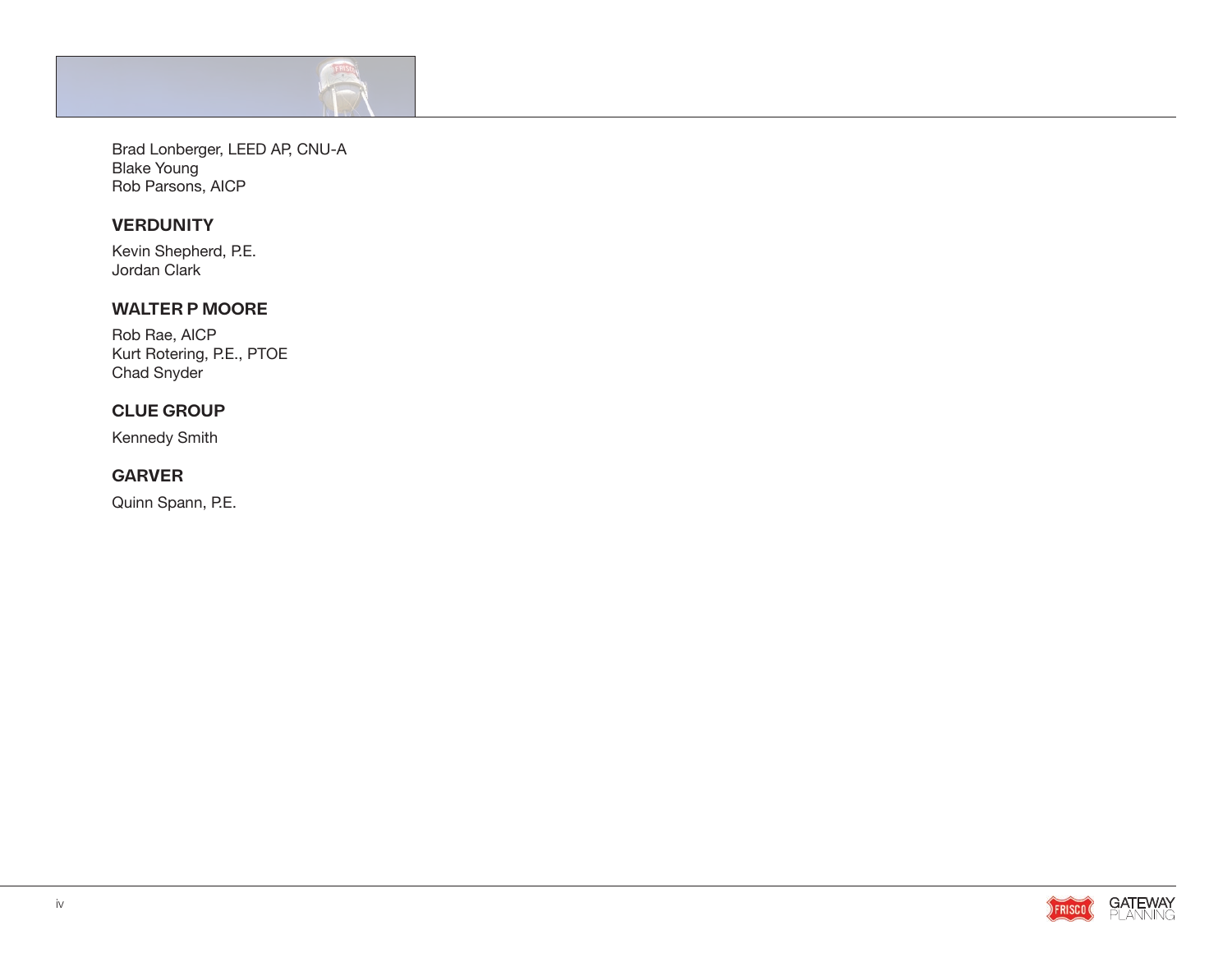Brad Lonberger, LEED AP, CNU-A
Blake Young
Rob Parsons, AICP

### VERDUNITY

Kevin Shepherd, P.E.
Jordan Clark

### WALTER P MOORE

Rob Rae, AICP
Kurt Rotering, P.E., PTOE
Chad Snyder

### CLUE GROUP

Kennedy Smith

### GARVER

Quinn Spann, P.E.